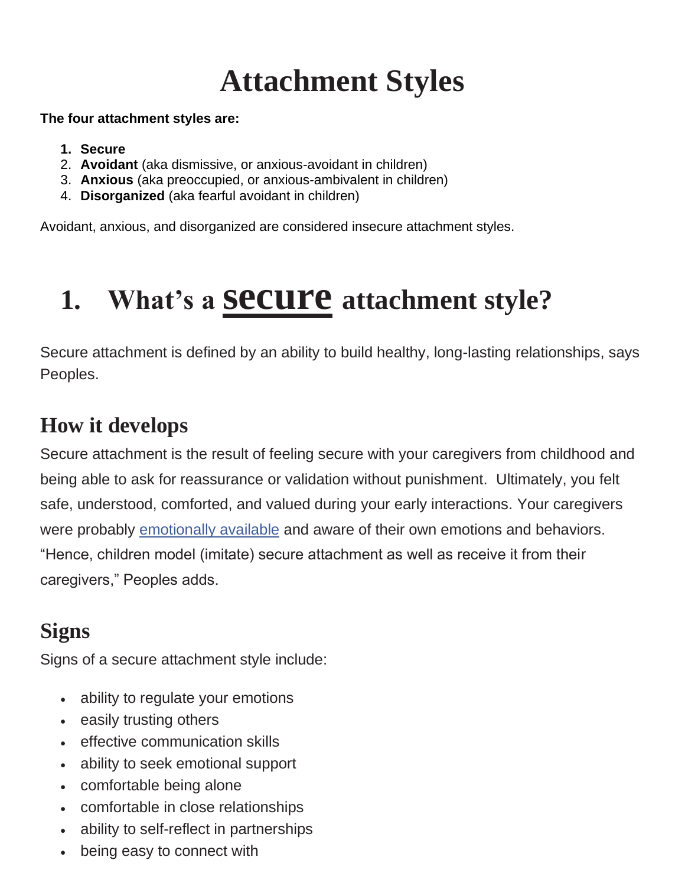# Attachment Styles

**The four attachment styles are:**

1. **Secure**
2. **Avoidant** (aka dismissive, or anxious-avoidant in children)
3. **Anxious** (aka preoccupied, or anxious-ambivalent in children)
4. **Disorganized** (aka fearful avoidant in children)

Avoidant, anxious, and disorganized are considered insecure attachment styles.

# 1. What's a secure attachment style?

Secure attachment is defined by an ability to build healthy, long-lasting relationships, says Peoples.

## How it develops

Secure attachment is the result of feeling secure with your caregivers from childhood and being able to ask for reassurance or validation without punishment. Ultimately, you felt safe, understood, comforted, and valued during your early interactions. Your caregivers were probably emotionally available and aware of their own emotions and behaviors. "Hence, children model (imitate) secure attachment as well as receive it from their caregivers," Peoples adds.

## Signs

Signs of a secure attachment style include:

- ability to regulate your emotions
- easily trusting others
- effective communication skills
- ability to seek emotional support
- comfortable being alone
- comfortable in close relationships
- ability to self-reflect in partnerships
- being easy to connect with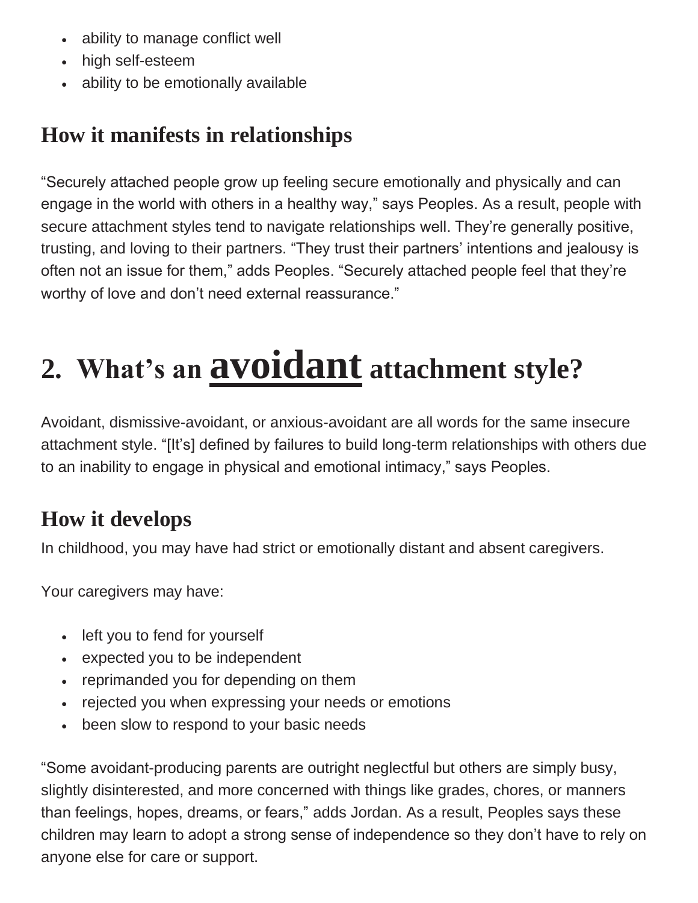- ability to manage conflict well
- high self-esteem
- ability to be emotionally available

### How it manifests in relationships

“Securely attached people grow up feeling secure emotionally and physically and can engage in the world with others in a healthy way,” says Peoples. As a result, people with secure attachment styles tend to navigate relationships well. They’re generally positive, trusting, and loving to their partners. “They trust their partners’ intentions and jealousy is often not an issue for them,” adds Peoples. “Securely attached people feel that they’re worthy of love and don’t need external reassurance.”

## 2. What’s an avoidant attachment style?

Avoidant, dismissive-avoidant, or anxious-avoidant are all words for the same insecure attachment style. “[It’s] defined by failures to build long-term relationships with others due to an inability to engage in physical and emotional intimacy,” says Peoples.

### How it develops

In childhood, you may have had strict or emotionally distant and absent caregivers.

Your caregivers may have:

- left you to fend for yourself
- expected you to be independent
- reprimanded you for depending on them
- rejected you when expressing your needs or emotions
- been slow to respond to your basic needs

“Some avoidant-producing parents are outright neglectful but others are simply busy, slightly disinterested, and more concerned with things like grades, chores, or manners than feelings, hopes, dreams, or fears,” adds Jordan. As a result, Peoples says these children may learn to adopt a strong sense of independence so they don’t have to rely on anyone else for care or support.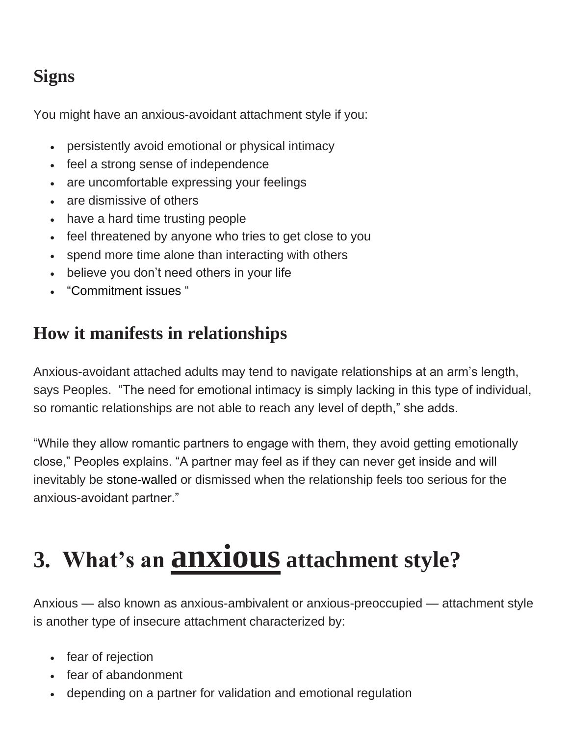## Signs

You might have an anxious-avoidant attachment style if you:

- persistently avoid emotional or physical intimacy
- feel a strong sense of independence
- are uncomfortable expressing your feelings
- are dismissive of others
- have a hard time trusting people
- feel threatened by anyone who tries to get close to you
- spend more time alone than interacting with others
- believe you don't need others in your life
- "Commitment issues "

## How it manifests in relationships

Anxious-avoidant attached adults may tend to navigate relationships at an arm's length, says Peoples.  "The need for emotional intimacy is simply lacking in this type of individual, so romantic relationships are not able to reach any level of depth," she adds.

"While they allow romantic partners to engage with them, they avoid getting emotionally close," Peoples explains. "A partner may feel as if they can never get inside and will inevitably be stone-walled or dismissed when the relationship feels too serious for the anxious-avoidant partner."

# 3.  What's an anxious attachment style?

Anxious — also known as anxious-ambivalent or anxious-preoccupied — attachment style is another type of insecure attachment characterized by:

- fear of rejection
- fear of abandonment
- depending on a partner for validation and emotional regulation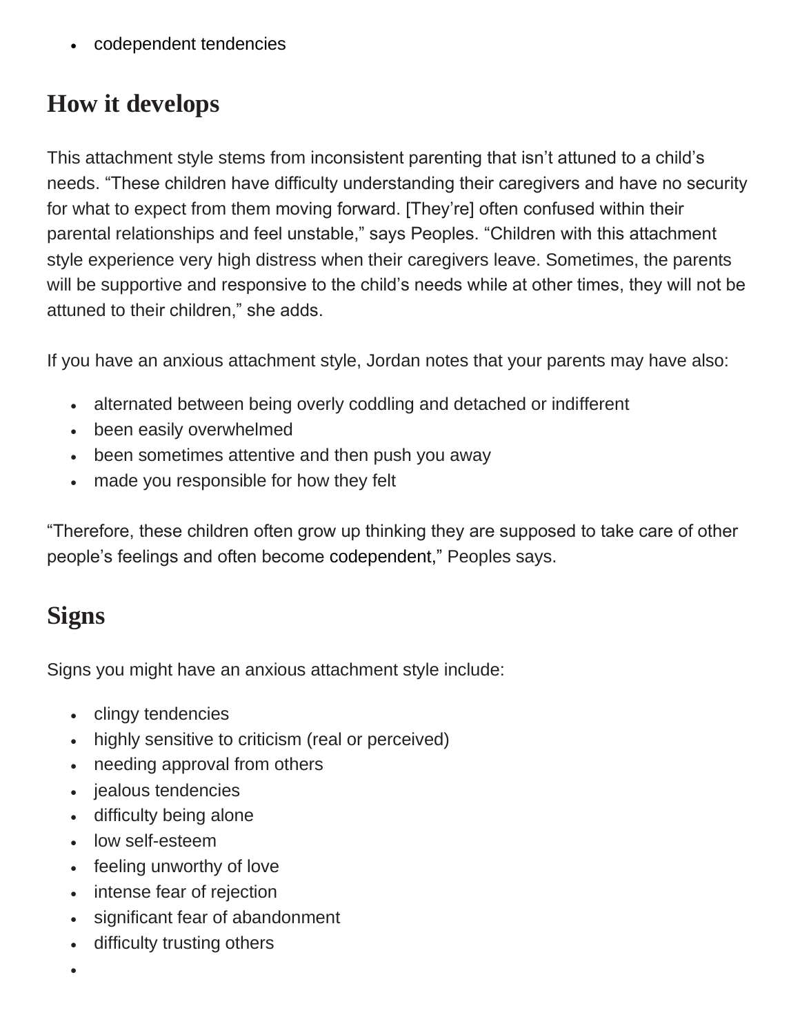- codependent tendencies

## How it develops

This attachment style stems from inconsistent parenting that isn't attuned to a child's needs. "These children have difficulty understanding their caregivers and have no security for what to expect from them moving forward. [They're] often confused within their parental relationships and feel unstable," says Peoples. "Children with this attachment style experience very high distress when their caregivers leave. Sometimes, the parents will be supportive and responsive to the child's needs while at other times, they will not be attuned to their children," she adds.

If you have an anxious attachment style, Jordan notes that your parents may have also:

- alternated between being overly coddling and detached or indifferent
- been easily overwhelmed
- been sometimes attentive and then push you away
- made you responsible for how they felt

"Therefore, these children often grow up thinking they are supposed to take care of other people's feelings and often become codependent," Peoples says.

## Signs

Signs you might have an anxious attachment style include:

- clingy tendencies
- highly sensitive to criticism (real or perceived)
- needing approval from others
- jealous tendencies
- difficulty being alone
- low self-esteem
- feeling unworthy of love
- intense fear of rejection
- significant fear of abandonment
- difficulty trusting others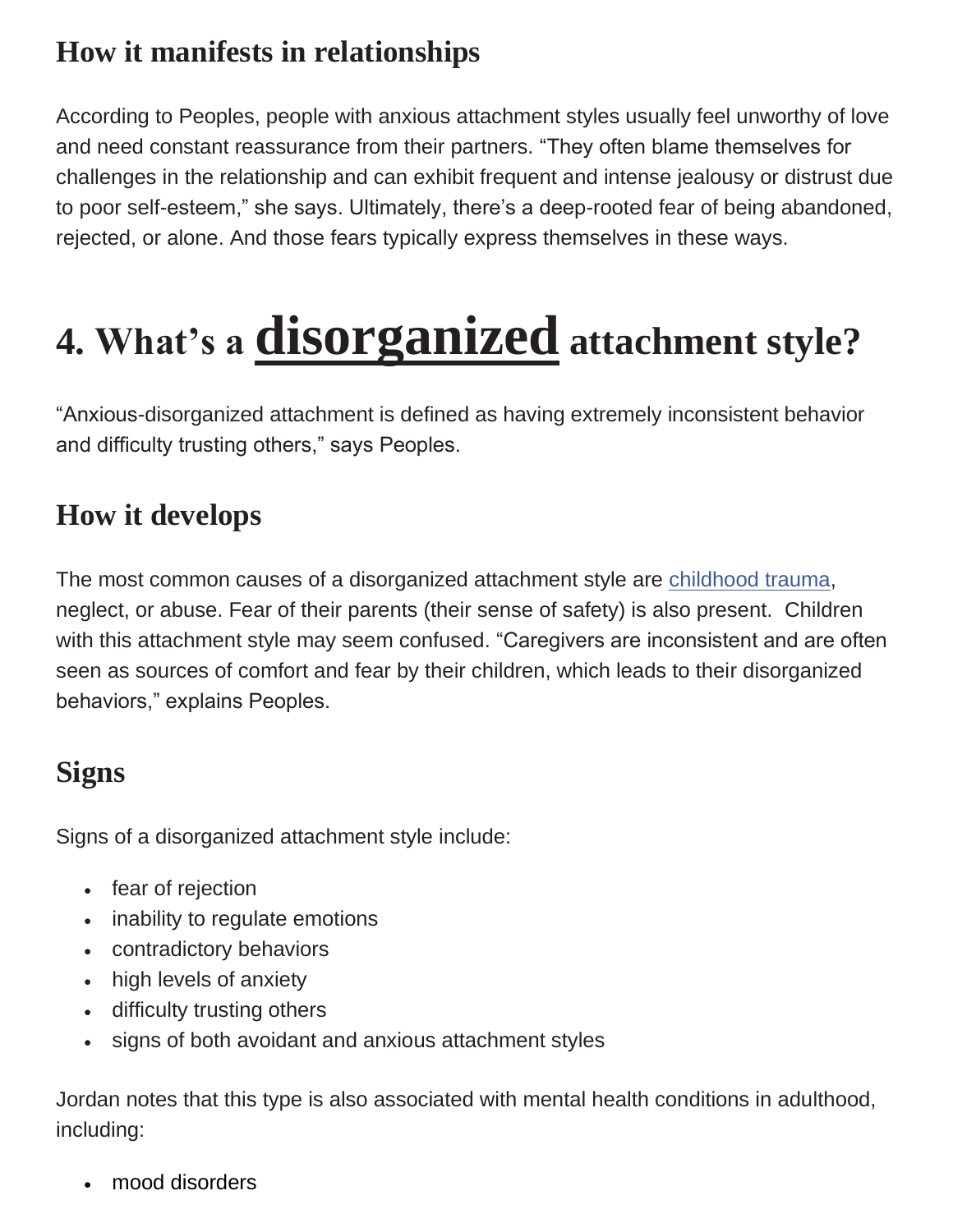### How it manifests in relationships

According to Peoples, people with anxious attachment styles usually feel unworthy of love and need constant reassurance from their partners. “They often blame themselves for challenges in the relationship and can exhibit frequent and intense jealousy or distrust due to poor self-esteem,” she says. Ultimately, there’s a deep-rooted fear of being abandoned, rejected, or alone. And those fears typically express themselves in these ways.

## 4. What’s a disorganized attachment style?

“Anxious-disorganized attachment is defined as having extremely inconsistent behavior and difficulty trusting others,” says Peoples.

### How it develops

The most common causes of a disorganized attachment style are childhood trauma, neglect, or abuse. Fear of their parents (their sense of safety) is also present. Children with this attachment style may seem confused. “Caregivers are inconsistent and are often seen as sources of comfort and fear by their children, which leads to their disorganized behaviors,” explains Peoples.

### Signs

Signs of a disorganized attachment style include:

- fear of rejection
- inability to regulate emotions
- contradictory behaviors
- high levels of anxiety
- difficulty trusting others
- signs of both avoidant and anxious attachment styles

Jordan notes that this type is also associated with mental health conditions in adulthood, including:

- mood disorders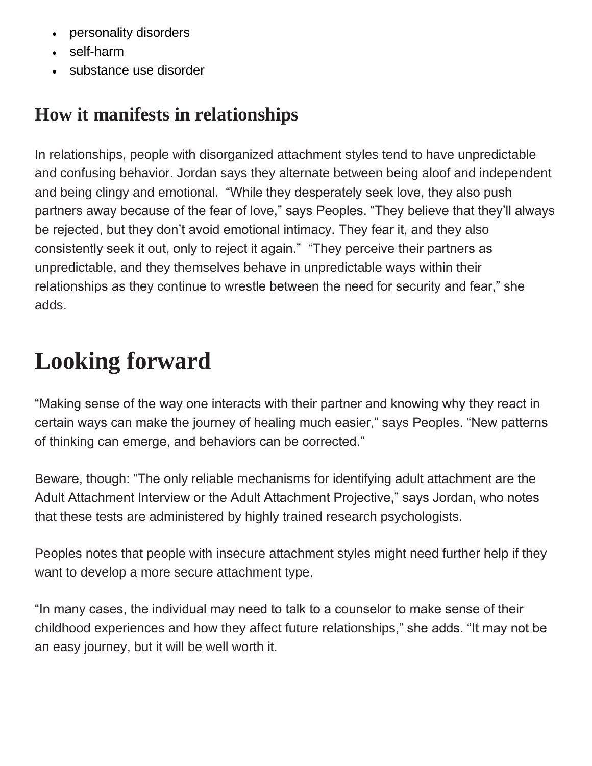- personality disorders
- self-harm
- substance use disorder

### How it manifests in relationships

In relationships, people with disorganized attachment styles tend to have unpredictable and confusing behavior. Jordan says they alternate between being aloof and independent and being clingy and emotional. "While they desperately seek love, they also push partners away because of the fear of love," says Peoples. "They believe that they'll always be rejected, but they don't avoid emotional intimacy. They fear it, and they also consistently seek it out, only to reject it again." "They perceive their partners as unpredictable, and they themselves behave in unpredictable ways within their relationships as they continue to wrestle between the need for security and fear," she adds.

## Looking forward

"Making sense of the way one interacts with their partner and knowing why they react in certain ways can make the journey of healing much easier," says Peoples. "New patterns of thinking can emerge, and behaviors can be corrected."

Beware, though: "The only reliable mechanisms for identifying adult attachment are the Adult Attachment Interview or the Adult Attachment Projective," says Jordan, who notes that these tests are administered by highly trained research psychologists.

Peoples notes that people with insecure attachment styles might need further help if they want to develop a more secure attachment type.

"In many cases, the individual may need to talk to a counselor to make sense of their childhood experiences and how they affect future relationships," she adds. "It may not be an easy journey, but it will be well worth it.